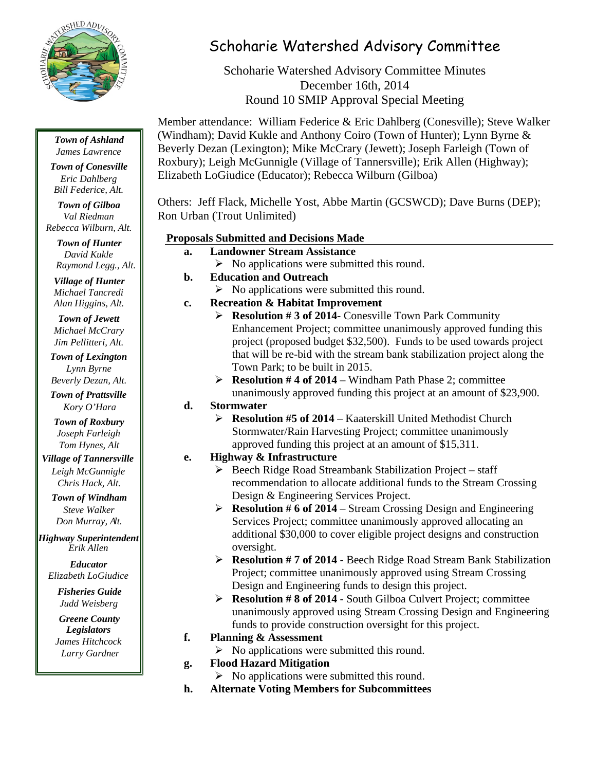# Schoharie Watershed Advisory Committee

Schoharie Watershed Advisory Committee Minutes
December 16th, 2014
Round 10 SMIP Approval Special Meeting

***Town of Ashland***
*James Lawrence*

***Town of Conesville***
*Eric Dahlberg*
*Bill Federice, Alt.*

***Town of Gilboa***
*Val Riedman*
*Rebecca Wilburn, Alt.*

***Town of Hunter***
*David Kukle*
*Raymond Legg., Alt.*

***Village of Hunter***
*Michael Tancredi*
*Alan Higgins, Alt.*

***Town of Jewett***
*Michael McCrary*
*Jim Pellitteri, Alt.*

***Town of Lexington***
*Lynn Byrne*
*Beverly Dezan, Alt.*

***Town of Prattsville***
*Kory O'Hara*

***Town of Roxbury***
*Joseph Farleigh*
*Tom Hynes, Alt*

***Village of Tannersville***
*Leigh McGunnigle*
*Chris Hack, Alt.*

***Town of Windham***
*Steve Walker*
*Don Murray, Alt.*

***Highway Superintendent***
*Erik Allen*

***Educator***
*Elizabeth LoGiudice*

***Fisheries Guide***
*Judd Weisberg*

***Greene County Legislators***
*James Hitchcock*
*Larry Gardner*

Member attendance: William Federice & Eric Dahlberg (Conesville); Steve Walker (Windham); David Kukle and Anthony Coiro (Town of Hunter); Lynn Byrne & Beverly Dezan (Lexington); Mike McCrary (Jewett); Joseph Farleigh (Town of Roxbury); Leigh McGunnigle (Village of Tannersville); Erik Allen (Highway); Elizabeth LoGiudice (Educator); Rebecca Wilburn (Gilboa)

Others: Jeff Flack, Michelle Yost, Abbe Martin (GCSWCD); Dave Burns (DEP); Ron Urban (Trout Unlimited)

## Proposals Submitted and Decisions Made

**a. Landowner Stream Assistance**
- No applications were submitted this round.

**b. Education and Outreach**
- No applications were submitted this round.

**c. Recreation & Habitat Improvement**
- **Resolution # 3 of 2014**- Conesville Town Park Community Enhancement Project; committee unanimously approved funding this project (proposed budget $32,500). Funds to be used towards project that will be re-bid with the stream bank stabilization project along the Town Park; to be built in 2015.
- **Resolution # 4 of 2014** – Windham Path Phase 2; committee unanimously approved funding this project at an amount of $23,900.

**d. Stormwater**
- **Resolution #5 of 2014** – Kaaterskill United Methodist Church Stormwater/Rain Harvesting Project; committee unanimously approved funding this project at an amount of $15,311.

**e. Highway & Infrastructure**
- Beech Ridge Road Streambank Stabilization Project – staff recommendation to allocate additional funds to the Stream Crossing Design & Engineering Services Project.
- **Resolution # 6 of 2014** – Stream Crossing Design and Engineering Services Project; committee unanimously approved allocating an additional $30,000 to cover eligible project designs and construction oversight.
- **Resolution # 7 of 2014** - Beech Ridge Road Stream Bank Stabilization Project; committee unanimously approved using Stream Crossing Design and Engineering funds to design this project.
- **Resolution # 8 of 2014** - South Gilboa Culvert Project; committee unanimously approved using Stream Crossing Design and Engineering funds to provide construction oversight for this project.

**f. Planning & Assessment**
- No applications were submitted this round.

**g. Flood Hazard Mitigation**
- No applications were submitted this round.

**h. Alternate Voting Members for Subcommittees**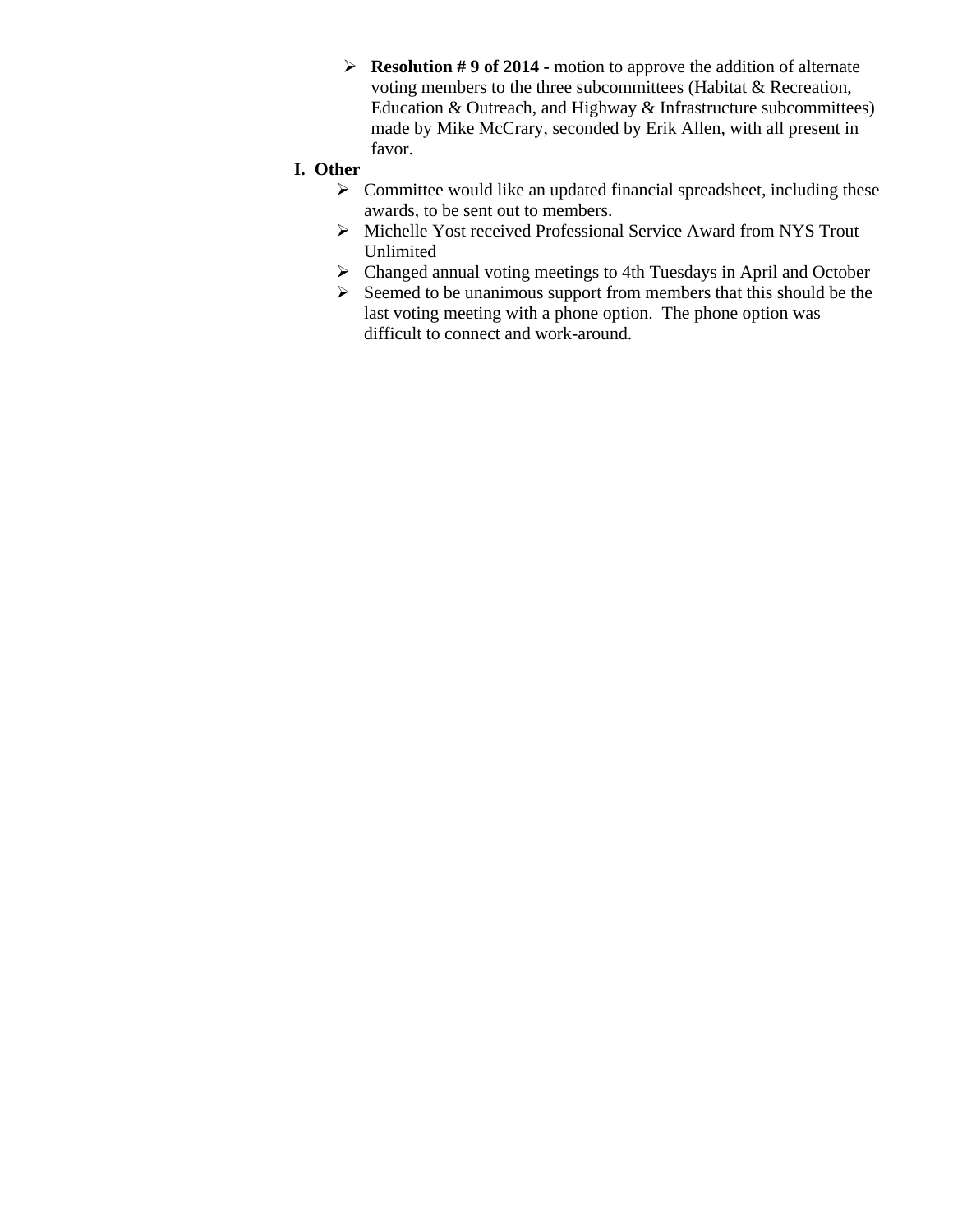- **Resolution # 9 of 2014 -** motion to approve the addition of alternate voting members to the three subcommittees (Habitat & Recreation, Education & Outreach, and Highway & Infrastructure subcommittees) made by Mike McCrary, seconded by Erik Allen, with all present in favor.

**I. Other**

- Committee would like an updated financial spreadsheet, including these awards, to be sent out to members.
- Michelle Yost received Professional Service Award from NYS Trout Unlimited
- Changed annual voting meetings to 4th Tuesdays in April and October
- Seemed to be unanimous support from members that this should be the last voting meeting with a phone option. The phone option was difficult to connect and work-around.